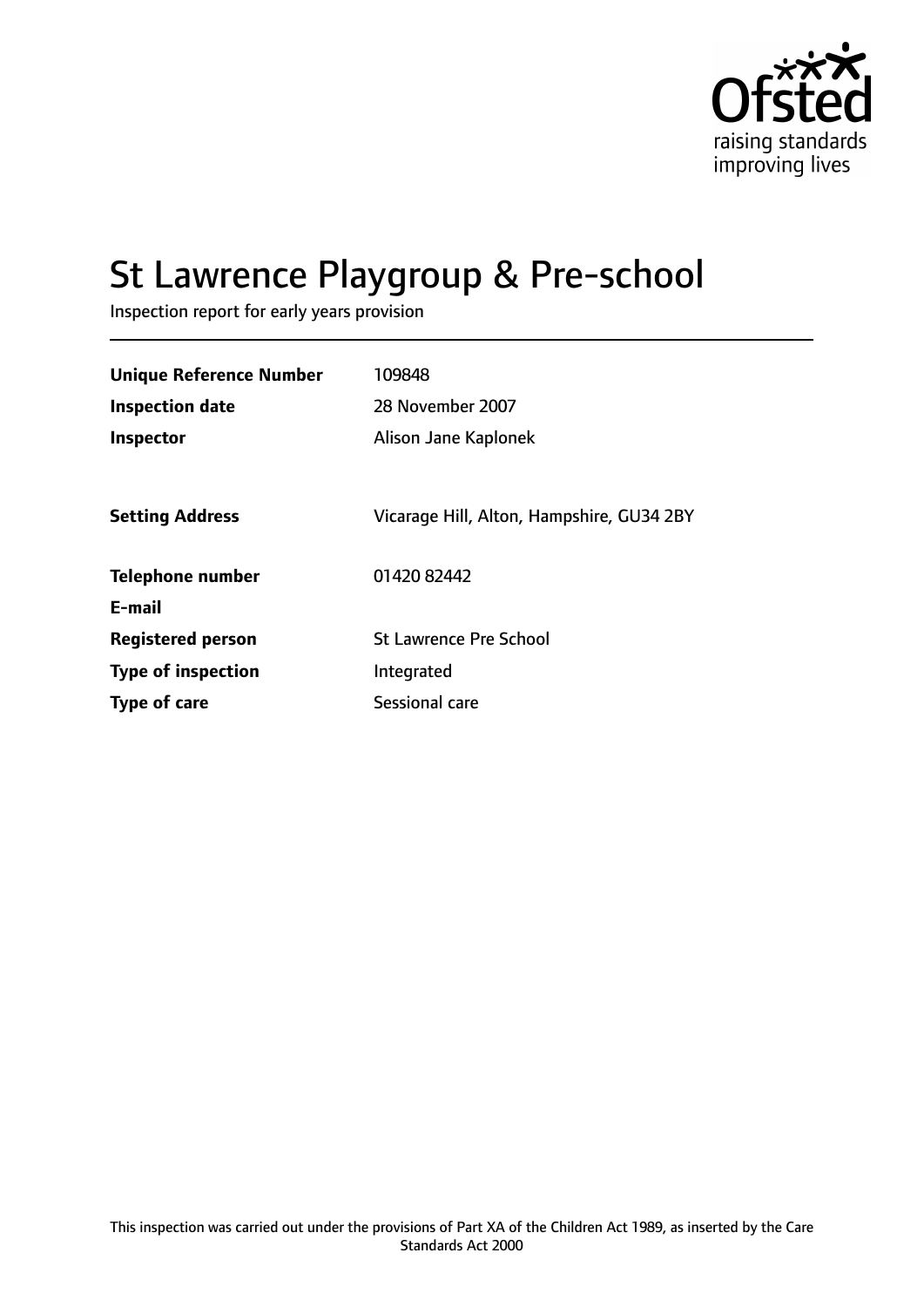Ofsted
raising standards
improving lives

# St Lawrence Playgroup & Pre-school

Inspection report for early years provision

| | |
|---|---|
| **Unique Reference Number** | 109848 |
| **Inspection date** | 28 November 2007 |
| **Inspector** | Alison Jane Kaplonek |
| | |
| **Setting Address** | Vicarage Hill, Alton, Hampshire, GU34 2BY |
| | |
| **Telephone number** | 01420 82442 |
| **E-mail** | |
| **Registered person** | St Lawrence Pre School |
| **Type of inspection** | Integrated |
| **Type of care** | Sessional care |

This inspection was carried out under the provisions of Part XA of the Children Act 1989, as inserted by the Care Standards Act 2000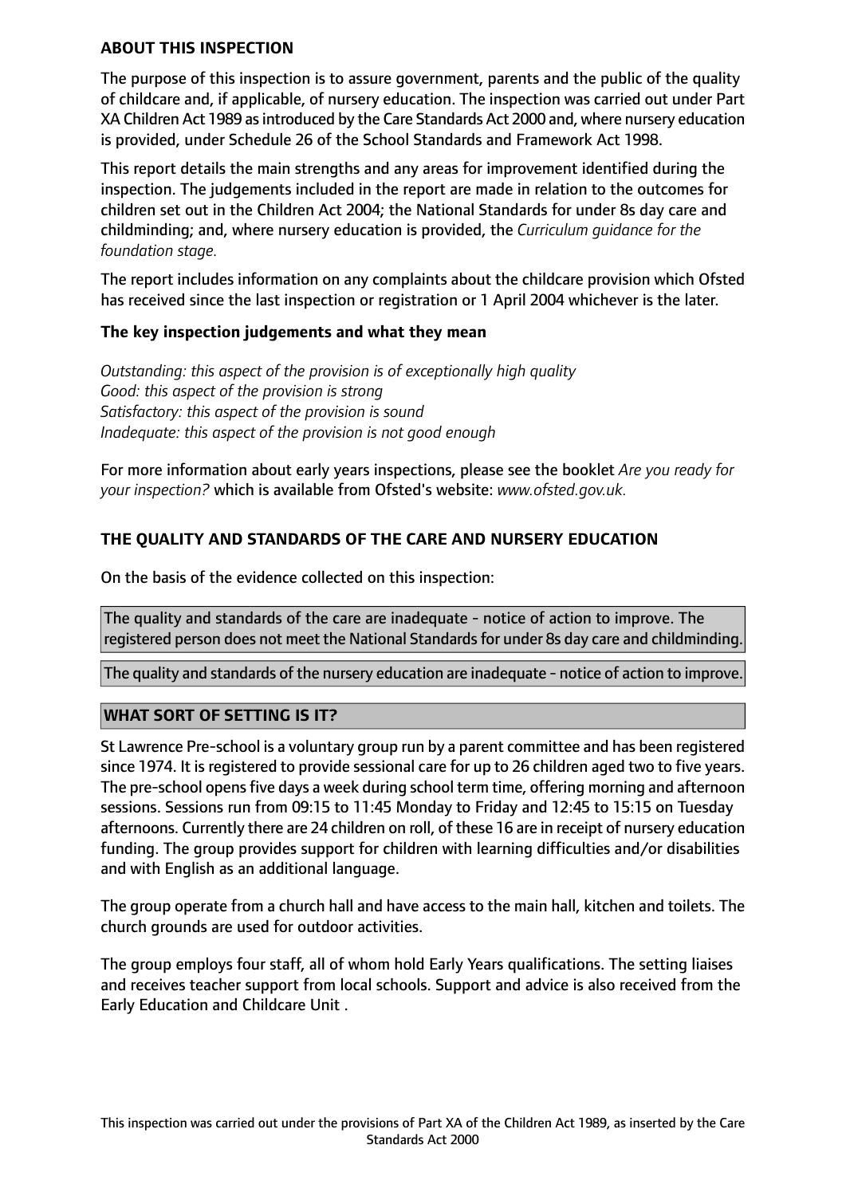## ABOUT THIS INSPECTION

The purpose of this inspection is to assure government, parents and the public of the quality of childcare and, if applicable, of nursery education. The inspection was carried out under Part XA Children Act 1989 as introduced by the Care Standards Act 2000 and, where nursery education is provided, under Schedule 26 of the School Standards and Framework Act 1998.

This report details the main strengths and any areas for improvement identified during the inspection. The judgements included in the report are made in relation to the outcomes for children set out in the Children Act 2004; the National Standards for under 8s day care and childminding; and, where nursery education is provided, the *Curriculum guidance for the foundation stage.*

The report includes information on any complaints about the childcare provision which Ofsted has received since the last inspection or registration or 1 April 2004 whichever is the later.

### The key inspection judgements and what they mean

*Outstanding: this aspect of the provision is of exceptionally high quality*
*Good: this aspect of the provision is strong*
*Satisfactory: this aspect of the provision is sound*
*Inadequate: this aspect of the provision is not good enough*

For more information about early years inspections, please see the booklet *Are you ready for your inspection?* which is available from Ofsted's website: *www.ofsted.gov.uk.*

## THE QUALITY AND STANDARDS OF THE CARE AND NURSERY EDUCATION

On the basis of the evidence collected on this inspection:

The quality and standards of the care are inadequate - notice of action to improve. The registered person does not meet the National Standards for under 8s day care and childminding.

The quality and standards of the nursery education are inadequate - notice of action to improve.

## WHAT SORT OF SETTING IS IT?

St Lawrence Pre-school is a voluntary group run by a parent committee and has been registered since 1974. It is registered to provide sessional care for up to 26 children aged two to five years. The pre-school opens five days a week during school term time, offering morning and afternoon sessions. Sessions run from 09:15 to 11:45 Monday to Friday and 12:45 to 15:15 on Tuesday afternoons. Currently there are 24 children on roll, of these 16 are in receipt of nursery education funding. The group provides support for children with learning difficulties and/or disabilities and with English as an additional language.

The group operate from a church hall and have access to the main hall, kitchen and toilets. The church grounds are used for outdoor activities.

The group employs four staff, all of whom hold Early Years qualifications. The setting liaises and receives teacher support from local schools. Support and advice is also received from the Early Education and Childcare Unit .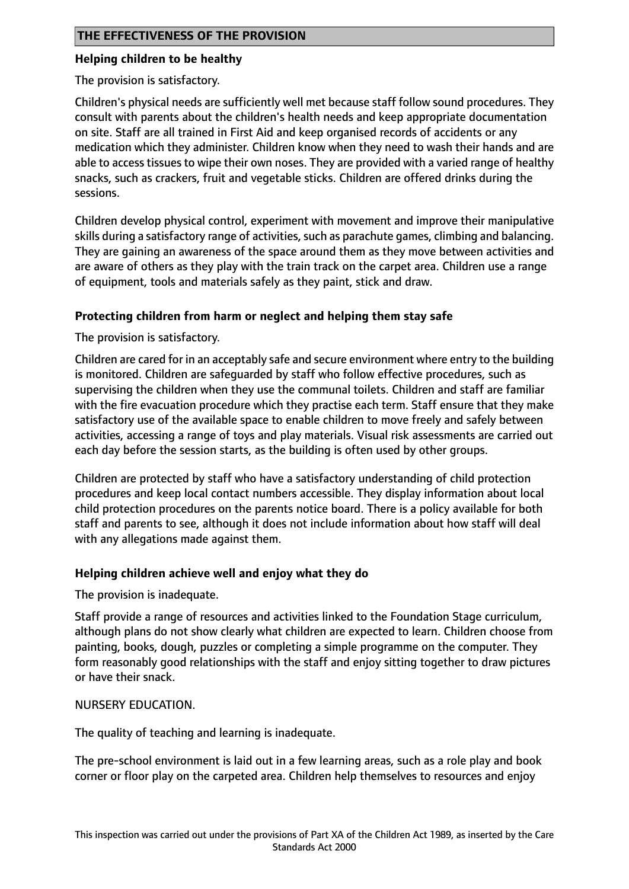## THE EFFECTIVENESS OF THE PROVISION

### Helping children to be healthy

The provision is satisfactory.

Children's physical needs are sufficiently well met because staff follow sound procedures. They consult with parents about the children's health needs and keep appropriate documentation on site. Staff are all trained in First Aid and keep organised records of accidents or any medication which they administer. Children know when they need to wash their hands and are able to access tissues to wipe their own noses. They are provided with a varied range of healthy snacks, such as crackers, fruit and vegetable sticks. Children are offered drinks during the sessions.

Children develop physical control, experiment with movement and improve their manipulative skills during a satisfactory range of activities, such as parachute games, climbing and balancing. They are gaining an awareness of the space around them as they move between activities and are aware of others as they play with the train track on the carpet area. Children use a range of equipment, tools and materials safely as they paint, stick and draw.

### Protecting children from harm or neglect and helping them stay safe

The provision is satisfactory.

Children are cared for in an acceptably safe and secure environment where entry to the building is monitored. Children are safeguarded by staff who follow effective procedures, such as supervising the children when they use the communal toilets. Children and staff are familiar with the fire evacuation procedure which they practise each term. Staff ensure that they make satisfactory use of the available space to enable children to move freely and safely between activities, accessing a range of toys and play materials. Visual risk assessments are carried out each day before the session starts, as the building is often used by other groups.

Children are protected by staff who have a satisfactory understanding of child protection procedures and keep local contact numbers accessible. They display information about local child protection procedures on the parents notice board. There is a policy available for both staff and parents to see, although it does not include information about how staff will deal with any allegations made against them.

### Helping children achieve well and enjoy what they do

The provision is inadequate.

Staff provide a range of resources and activities linked to the Foundation Stage curriculum, although plans do not show clearly what children are expected to learn. Children choose from painting, books, dough, puzzles or completing a simple programme on the computer. They form reasonably good relationships with the staff and enjoy sitting together to draw pictures or have their snack.

NURSERY EDUCATION.

The quality of teaching and learning is inadequate.

The pre-school environment is laid out in a few learning areas, such as a role play and book corner or floor play on the carpeted area. Children help themselves to resources and enjoy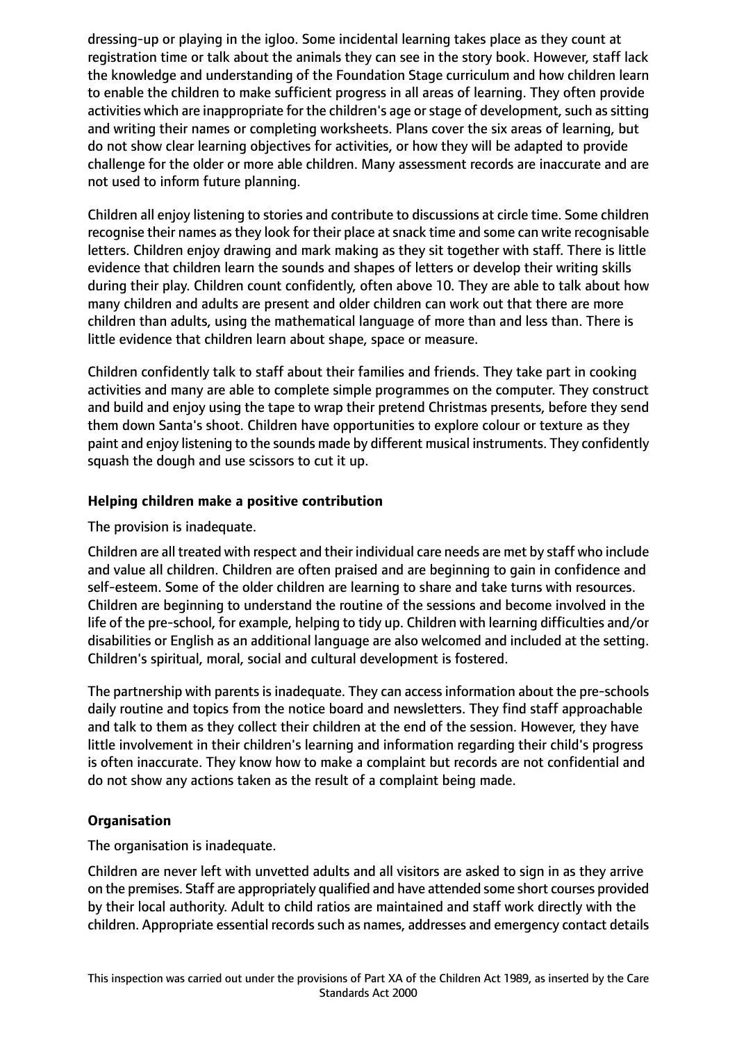dressing-up or playing in the igloo. Some incidental learning takes place as they count at registration time or talk about the animals they can see in the story book. However, staff lack the knowledge and understanding of the Foundation Stage curriculum and how children learn to enable the children to make sufficient progress in all areas of learning. They often provide activities which are inappropriate for the children's age or stage of development, such as sitting and writing their names or completing worksheets. Plans cover the six areas of learning, but do not show clear learning objectives for activities, or how they will be adapted to provide challenge for the older or more able children. Many assessment records are inaccurate and are not used to inform future planning.

Children all enjoy listening to stories and contribute to discussions at circle time. Some children recognise their names as they look for their place at snack time and some can write recognisable letters. Children enjoy drawing and mark making as they sit together with staff. There is little evidence that children learn the sounds and shapes of letters or develop their writing skills during their play. Children count confidently, often above 10. They are able to talk about how many children and adults are present and older children can work out that there are more children than adults, using the mathematical language of more than and less than. There is little evidence that children learn about shape, space or measure.

Children confidently talk to staff about their families and friends. They take part in cooking activities and many are able to complete simple programmes on the computer. They construct and build and enjoy using the tape to wrap their pretend Christmas presents, before they send them down Santa's shoot. Children have opportunities to explore colour or texture as they paint and enjoy listening to the sounds made by different musical instruments. They confidently squash the dough and use scissors to cut it up.

**Helping children make a positive contribution**

The provision is inadequate.

Children are all treated with respect and their individual care needs are met by staff who include and value all children. Children are often praised and are beginning to gain in confidence and self-esteem. Some of the older children are learning to share and take turns with resources. Children are beginning to understand the routine of the sessions and become involved in the life of the pre-school, for example, helping to tidy up. Children with learning difficulties and/or disabilities or English as an additional language are also welcomed and included at the setting. Children's spiritual, moral, social and cultural development is fostered.

The partnership with parents is inadequate. They can access information about the pre-schools daily routine and topics from the notice board and newsletters. They find staff approachable and talk to them as they collect their children at the end of the session. However, they have little involvement in their children's learning and information regarding their child's progress is often inaccurate. They know how to make a complaint but records are not confidential and do not show any actions taken as the result of a complaint being made.

**Organisation**

The organisation is inadequate.

Children are never left with unvetted adults and all visitors are asked to sign in as they arrive on the premises. Staff are appropriately qualified and have attended some short courses provided by their local authority. Adult to child ratios are maintained and staff work directly with the children. Appropriate essential records such as names, addresses and emergency contact details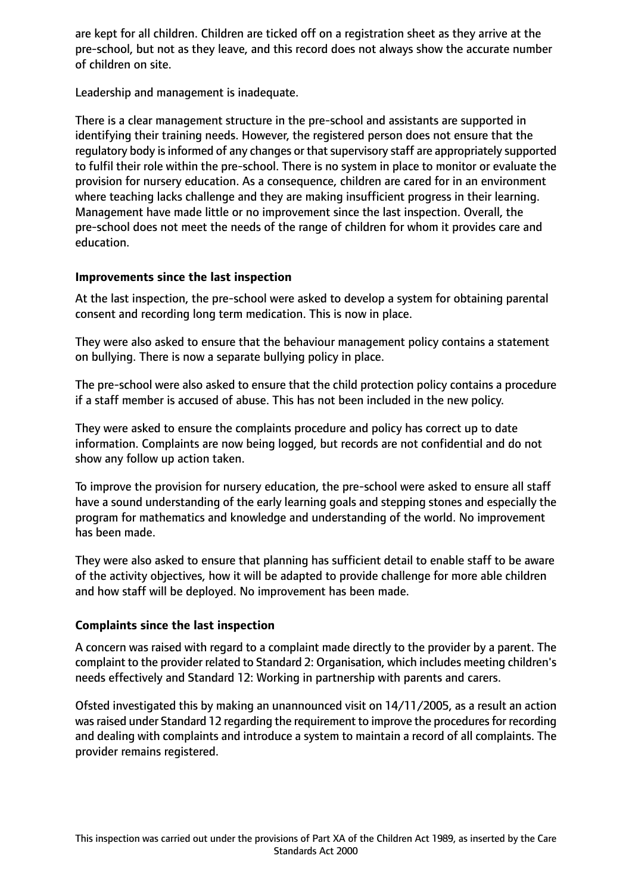are kept for all children. Children are ticked off on a registration sheet as they arrive at the pre-school, but not as they leave, and this record does not always show the accurate number of children on site.

Leadership and management is inadequate.

There is a clear management structure in the pre-school and assistants are supported in identifying their training needs. However, the registered person does not ensure that the regulatory body is informed of any changes or that supervisory staff are appropriately supported to fulfil their role within the pre-school. There is no system in place to monitor or evaluate the provision for nursery education. As a consequence, children are cared for in an environment where teaching lacks challenge and they are making insufficient progress in their learning. Management have made little or no improvement since the last inspection. Overall, the pre-school does not meet the needs of the range of children for whom it provides care and education.

**Improvements since the last inspection**

At the last inspection, the pre-school were asked to develop a system for obtaining parental consent and recording long term medication. This is now in place.

They were also asked to ensure that the behaviour management policy contains a statement on bullying. There is now a separate bullying policy in place.

The pre-school were also asked to ensure that the child protection policy contains a procedure if a staff member is accused of abuse. This has not been included in the new policy.

They were asked to ensure the complaints procedure and policy has correct up to date information. Complaints are now being logged, but records are not confidential and do not show any follow up action taken.

To improve the provision for nursery education, the pre-school were asked to ensure all staff have a sound understanding of the early learning goals and stepping stones and especially the program for mathematics and knowledge and understanding of the world. No improvement has been made.

They were also asked to ensure that planning has sufficient detail to enable staff to be aware of the activity objectives, how it will be adapted to provide challenge for more able children and how staff will be deployed. No improvement has been made.

**Complaints since the last inspection**

A concern was raised with regard to a complaint made directly to the provider by a parent. The complaint to the provider related to Standard 2: Organisation, which includes meeting children's needs effectively and Standard 12: Working in partnership with parents and carers.

Ofsted investigated this by making an unannounced visit on 14/11/2005, as a result an action was raised under Standard 12 regarding the requirement to improve the procedures for recording and dealing with complaints and introduce a system to maintain a record of all complaints. The provider remains registered.

This inspection was carried out under the provisions of Part XA of the Children Act 1989, as inserted by the Care Standards Act 2000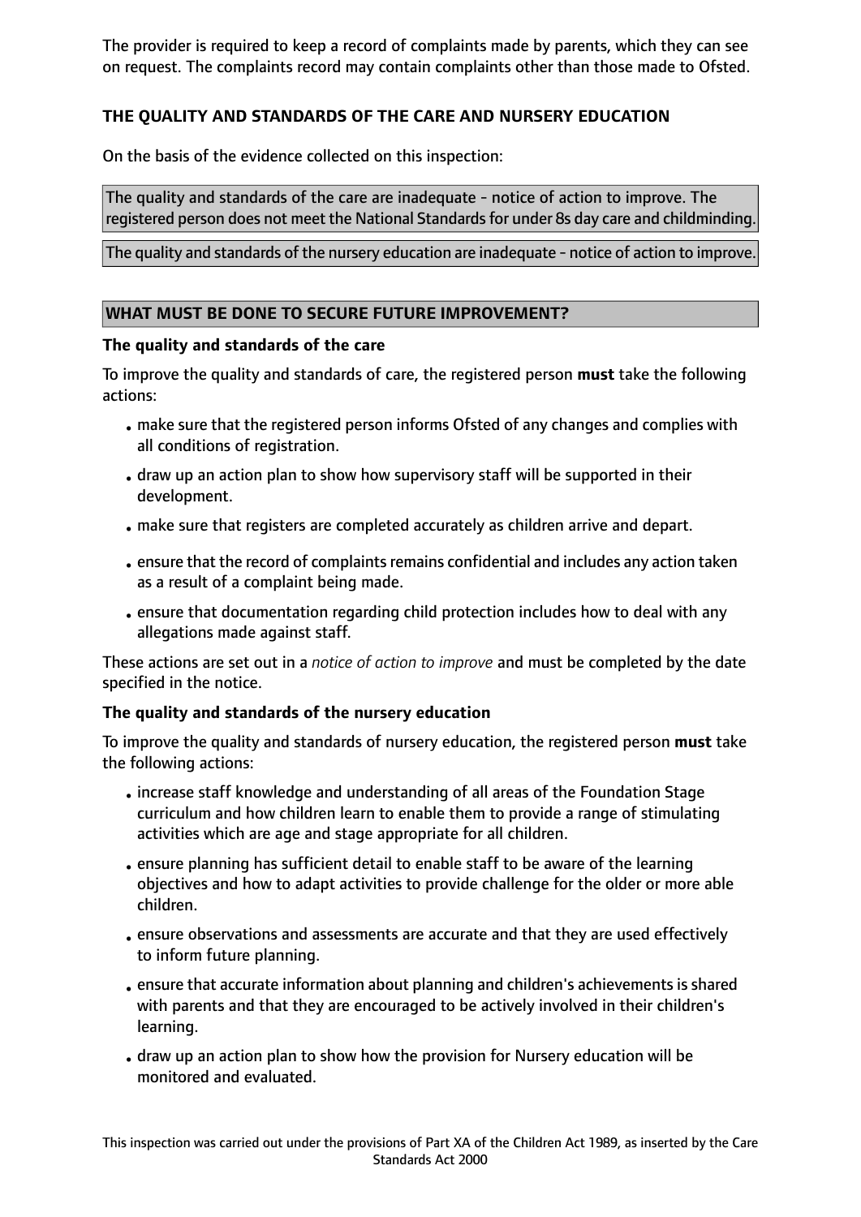The provider is required to keep a record of complaints made by parents, which they can see on request. The complaints record may contain complaints other than those made to Ofsted.

## THE QUALITY AND STANDARDS OF THE CARE AND NURSERY EDUCATION

On the basis of the evidence collected on this inspection:

The quality and standards of the care are inadequate - notice of action to improve. The registered person does not meet the National Standards for under 8s day care and childminding.

The quality and standards of the nursery education are inadequate - notice of action to improve.

## WHAT MUST BE DONE TO SECURE FUTURE IMPROVEMENT?

### The quality and standards of the care

To improve the quality and standards of care, the registered person **must** take the following actions:

- make sure that the registered person informs Ofsted of any changes and complies with all conditions of registration.
- draw up an action plan to show how supervisory staff will be supported in their development.
- make sure that registers are completed accurately as children arrive and depart.
- ensure that the record of complaints remains confidential and includes any action taken as a result of a complaint being made.
- ensure that documentation regarding child protection includes how to deal with any allegations made against staff.

These actions are set out in a *notice of action to improve* and must be completed by the date specified in the notice.

### The quality and standards of the nursery education

To improve the quality and standards of nursery education, the registered person **must** take the following actions:

- increase staff knowledge and understanding of all areas of the Foundation Stage curriculum and how children learn to enable them to provide a range of stimulating activities which are age and stage appropriate for all children.
- ensure planning has sufficient detail to enable staff to be aware of the learning objectives and how to adapt activities to provide challenge for the older or more able children.
- ensure observations and assessments are accurate and that they are used effectively to inform future planning.
- ensure that accurate information about planning and children's achievements is shared with parents and that they are encouraged to be actively involved in their children's learning.
- draw up an action plan to show how the provision for Nursery education will be monitored and evaluated.

This inspection was carried out under the provisions of Part XA of the Children Act 1989, as inserted by the Care Standards Act 2000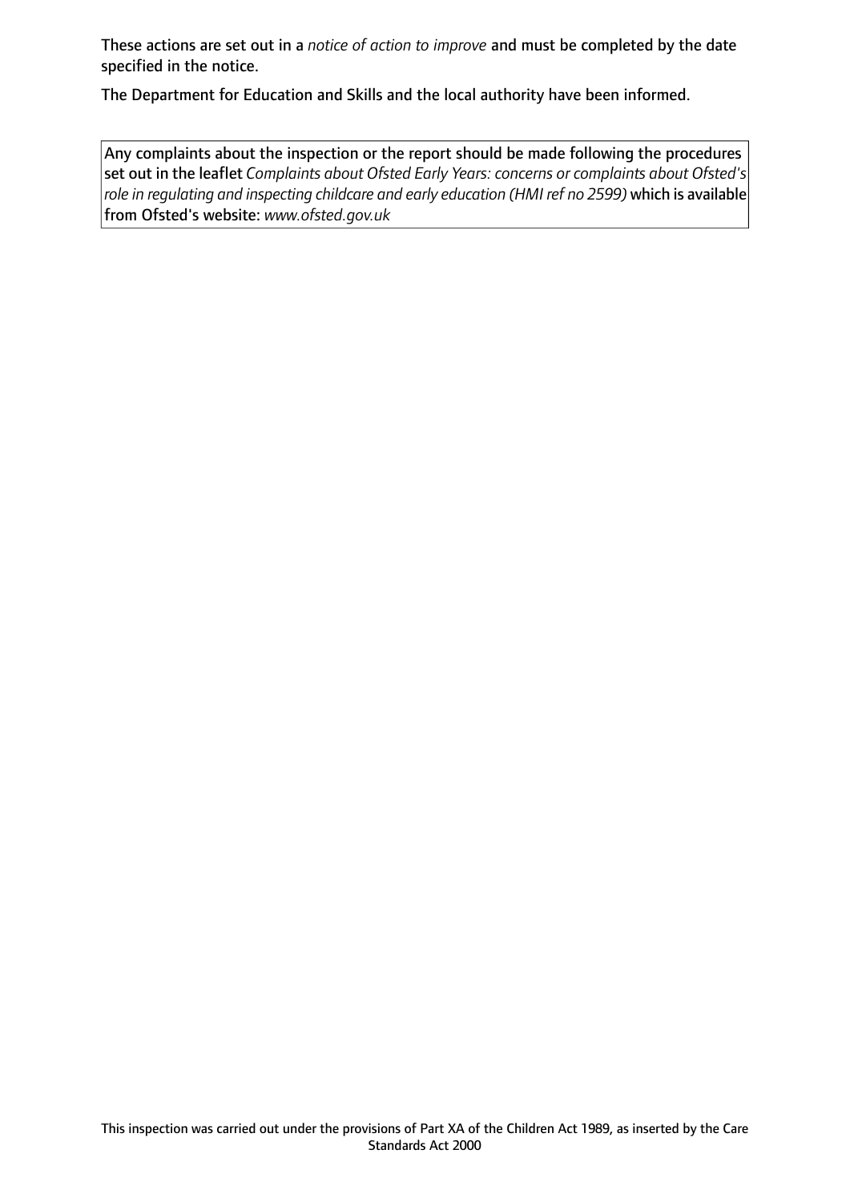These actions are set out in a *notice of action to improve* and must be completed by the date specified in the notice.

The Department for Education and Skills and the local authority have been informed.

Any complaints about the inspection or the report should be made following the procedures set out in the leaflet *Complaints about Ofsted Early Years: concerns or complaints about Ofsted's role in regulating and inspecting childcare and early education (HMI ref no 2599)* which is available from Ofsted's website: *www.ofsted.gov.uk*

This inspection was carried out under the provisions of Part XA of the Children Act 1989, as inserted by the Care Standards Act 2000